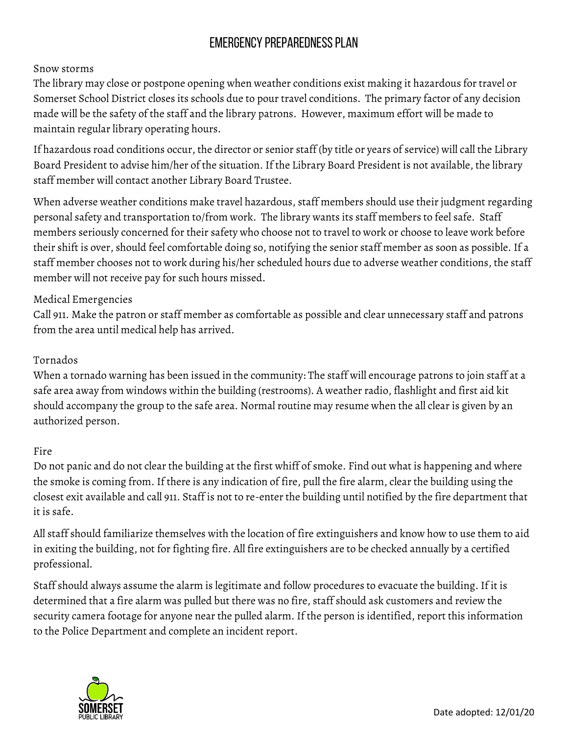# EMERGENCY PREPAREDNESS PLAN

## Snow storms

The library may close or postpone opening when weather conditions exist making it hazardous for travel or Somerset School District closes its schools due to pour travel conditions. The primary factor of any decision made will be the safety of the staff and the library patrons. However, maximum effort will be made to maintain regular library operating hours.

If hazardous road conditions occur, the director or senior staff (by title or years of service) will call the Library Board President to advise him/her of the situation. If the Library Board President is not available, the library staff member will contact another Library Board Trustee.

When adverse weather conditions make travel hazardous, staff members should use their judgment regarding personal safety and transportation to/from work. The library wants its staff members to feel safe. Staff members seriously concerned for their safety who choose not to travel to work or choose to leave work before their shift is over, should feel comfortable doing so, notifying the senior staff member as soon as possible. If a staff member chooses not to work during his/her scheduled hours due to adverse weather conditions, the staff member will not receive pay for such hours missed.

## Medical Emergencies

Call 911. Make the patron or staff member as comfortable as possible and clear unnecessary staff and patrons from the area until medical help has arrived.

## Tornados

When a tornado warning has been issued in the community: The staff will encourage patrons to join staff at a safe area away from windows within the building (restrooms). A weather radio, flashlight and first aid kit should accompany the group to the safe area. Normal routine may resume when the all clear is given by an authorized person.

## Fire

Do not panic and do not clear the building at the first whiff of smoke. Find out what is happening and where the smoke is coming from. If there is any indication of fire, pull the fire alarm, clear the building using the closest exit available and call 911. Staff is not to re-enter the building until notified by the fire department that it is safe.

All staff should familiarize themselves with the location of fire extinguishers and know how to use them to aid in exiting the building, not for fighting fire. All fire extinguishers are to be checked annually by a certified professional.

Staff should always assume the alarm is legitimate and follow procedures to evacuate the building. If it is determined that a fire alarm was pulled but there was no fire, staff should ask customers and review the security camera footage for anyone near the pulled alarm. If the person is identified, report this information to the Police Department and complete an incident report.

SOMERSET PUBLIC LIBRARY

Date adopted: 12/01/20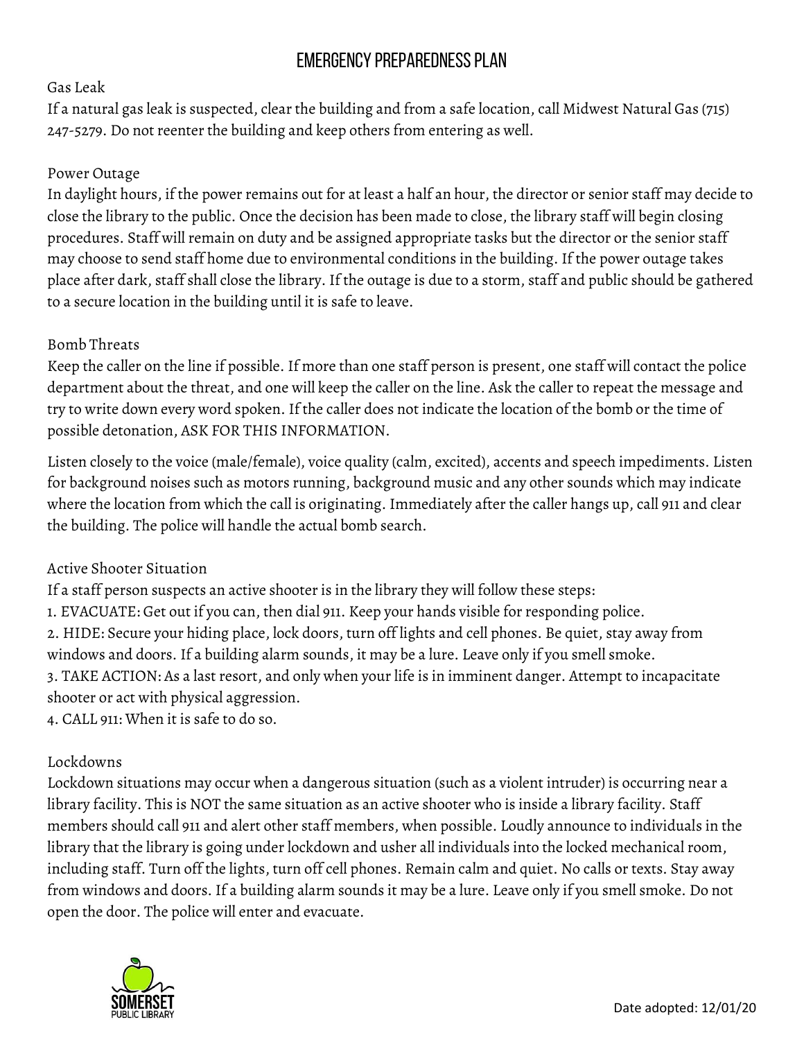# Emergency Preparedness Plan

## Gas Leak

If a natural gas leak is suspected, clear the building and from a safe location, call Midwest Natural Gas (715) 247-5279. Do not reenter the building and keep others from entering as well.

## Power Outage

In daylight hours, if the power remains out for at least a half an hour, the director or senior staff may decide to close the library to the public. Once the decision has been made to close, the library staff will begin closing procedures. Staff will remain on duty and be assigned appropriate tasks but the director or the senior staff may choose to send staff home due to environmental conditions in the building. If the power outage takes place after dark, staff shall close the library. If the outage is due to a storm, staff and public should be gathered to a secure location in the building until it is safe to leave.

## Bomb Threats

Keep the caller on the line if possible. If more than one staff person is present, one staff will contact the police department about the threat, and one will keep the caller on the line. Ask the caller to repeat the message and try to write down every word spoken. If the caller does not indicate the location of the bomb or the time of possible detonation, ASK FOR THIS INFORMATION.

Listen closely to the voice (male/female), voice quality (calm, excited), accents and speech impediments. Listen for background noises such as motors running, background music and any other sounds which may indicate where the location from which the call is originating. Immediately after the caller hangs up, call 911 and clear the building. The police will handle the actual bomb search.

## Active Shooter Situation

If a staff person suspects an active shooter is in the library they will follow these steps:

1. EVACUATE: Get out if you can, then dial 911. Keep your hands visible for responding police.
2. HIDE: Secure your hiding place, lock doors, turn off lights and cell phones. Be quiet, stay away from windows and doors. If a building alarm sounds, it may be a lure. Leave only if you smell smoke.
3. TAKE ACTION: As a last resort, and only when your life is in imminent danger. Attempt to incapacitate shooter or act with physical aggression.
4. CALL 911: When it is safe to do so.

## Lockdowns

Lockdown situations may occur when a dangerous situation (such as a violent intruder) is occurring near a library facility. This is NOT the same situation as an active shooter who is inside a library facility. Staff members should call 911 and alert other staff members, when possible. Loudly announce to individuals in the library that the library is going under lockdown and usher all individuals into the locked mechanical room, including staff. Turn off the lights, turn off cell phones. Remain calm and quiet. No calls or texts. Stay away from windows and doors. If a building alarm sounds it may be a lure. Leave only if you smell smoke. Do not open the door. The police will enter and evacuate.

SOMERSET PUBLIC LIBRARY

Date adopted: 12/01/20